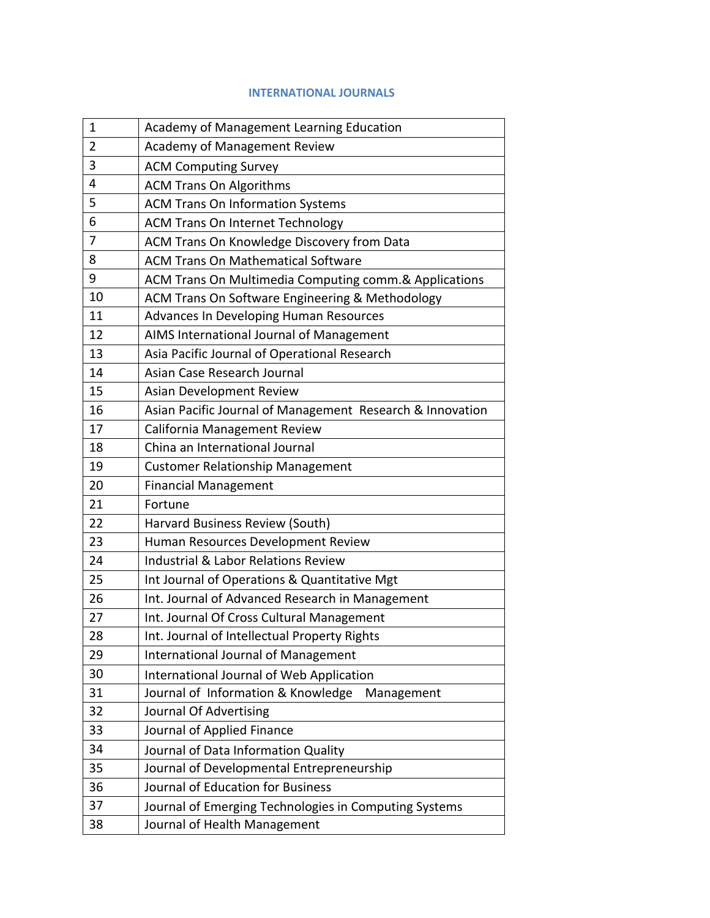## INTERNATIONAL JOURNALS

| | |
|---|---|
| 1 | Academy of Management Learning Education |
| 2 | Academy of Management Review |
| 3 | ACM Computing Survey |
| 4 | ACM Trans On Algorithms |
| 5 | ACM Trans On Information Systems |
| 6 | ACM Trans On Internet Technology |
| 7 | ACM Trans On Knowledge Discovery from Data |
| 8 | ACM Trans On Mathematical Software |
| 9 | ACM Trans On Multimedia Computing comm.& Applications |
| 10 | ACM Trans On Software Engineering & Methodology |
| 11 | Advances In Developing Human Resources |
| 12 | AIMS International Journal of Management |
| 13 | Asia Pacific Journal of Operational Research |
| 14 | Asian Case Research Journal |
| 15 | Asian Development Review |
| 16 | Asian Pacific Journal of Management Research & Innovation |
| 17 | California Management Review |
| 18 | China an International Journal |
| 19 | Customer Relationship Management |
| 20 | Financial Management |
| 21 | Fortune |
| 22 | Harvard Business Review (South) |
| 23 | Human Resources Development Review |
| 24 | Industrial & Labor Relations Review |
| 25 | Int Journal of Operations & Quantitative Mgt |
| 26 | Int. Journal of Advanced Research in Management |
| 27 | Int. Journal Of Cross Cultural Management |
| 28 | Int. Journal of Intellectual Property Rights |
| 29 | International Journal of Management |
| 30 | International Journal of Web Application |
| 31 | Journal of Information & Knowledge Management |
| 32 | Journal Of Advertising |
| 33 | Journal of Applied Finance |
| 34 | Journal of Data Information Quality |
| 35 | Journal of Developmental Entrepreneurship |
| 36 | Journal of Education for Business |
| 37 | Journal of Emerging Technologies in Computing Systems |
| 38 | Journal of Health Management |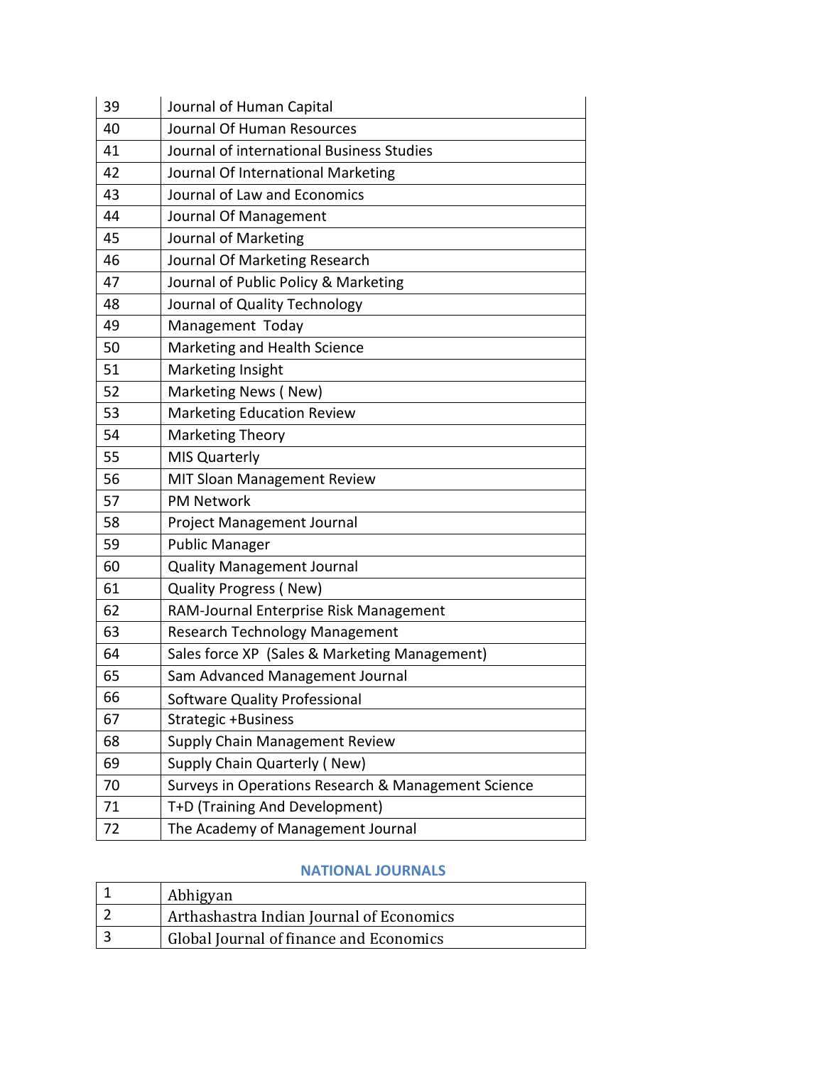| | |
|---|---|
| 39 | Journal of Human Capital |
| 40 | Journal Of Human Resources |
| 41 | Journal of international Business Studies |
| 42 | Journal Of International Marketing |
| 43 | Journal of Law and Economics |
| 44 | Journal Of Management |
| 45 | Journal of Marketing |
| 46 | Journal Of Marketing Research |
| 47 | Journal of Public Policy & Marketing |
| 48 | Journal of Quality Technology |
| 49 | Management Today |
| 50 | Marketing and Health Science |
| 51 | Marketing Insight |
| 52 | Marketing News ( New) |
| 53 | Marketing Education Review |
| 54 | Marketing Theory |
| 55 | MIS Quarterly |
| 56 | MIT Sloan Management Review |
| 57 | PM Network |
| 58 | Project Management Journal |
| 59 | Public Manager |
| 60 | Quality Management Journal |
| 61 | Quality Progress ( New) |
| 62 | RAM-Journal Enterprise Risk Management |
| 63 | Research Technology Management |
| 64 | Sales force XP (Sales & Marketing Management) |
| 65 | Sam Advanced Management Journal |
| 66 | Software Quality Professional |
| 67 | Strategic +Business |
| 68 | Supply Chain Management Review |
| 69 | Supply Chain Quarterly ( New) |
| 70 | Surveys in Operations Research & Management Science |
| 71 | T+D (Training And Development) |
| 72 | The Academy of Management Journal |

## NATIONAL JOURNALS

| | |
|---|---|
| 1 | Abhigyan |
| 2 | Arthashastra Indian Journal of Economics |
| 3 | Global Journal of finance and Economics |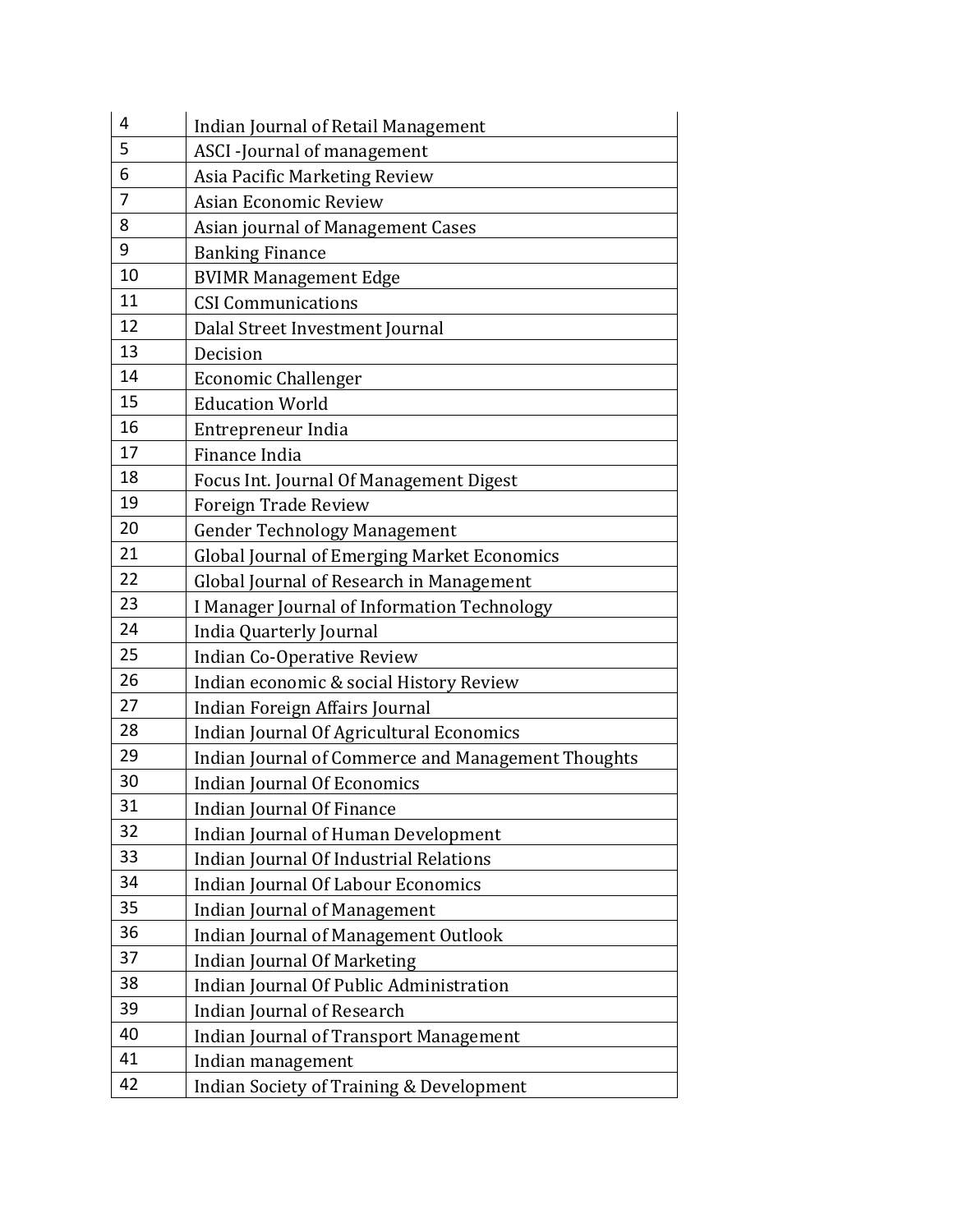| | |
|---|---|
| 4 | Indian Journal of Retail Management |
| 5 | ASCI -Journal of management |
| 6 | Asia Pacific Marketing Review |
| 7 | Asian Economic Review |
| 8 | Asian journal of Management Cases |
| 9 | Banking Finance |
| 10 | BVIMR Management Edge |
| 11 | CSI Communications |
| 12 | Dalal Street Investment Journal |
| 13 | Decision |
| 14 | Economic Challenger |
| 15 | Education World |
| 16 | Entrepreneur India |
| 17 | Finance India |
| 18 | Focus Int. Journal Of Management Digest |
| 19 | Foreign Trade Review |
| 20 | Gender Technology Management |
| 21 | Global Journal of Emerging Market Economics |
| 22 | Global Journal of Research in Management |
| 23 | I Manager Journal of Information Technology |
| 24 | India Quarterly Journal |
| 25 | Indian Co-Operative Review |
| 26 | Indian economic & social History Review |
| 27 | Indian Foreign Affairs Journal |
| 28 | Indian Journal Of Agricultural Economics |
| 29 | Indian Journal of Commerce and Management Thoughts |
| 30 | Indian Journal Of Economics |
| 31 | Indian Journal Of Finance |
| 32 | Indian Journal of Human Development |
| 33 | Indian Journal Of Industrial Relations |
| 34 | Indian Journal Of Labour Economics |
| 35 | Indian Journal of Management |
| 36 | Indian Journal of Management Outlook |
| 37 | Indian Journal Of Marketing |
| 38 | Indian Journal Of Public Administration |
| 39 | Indian Journal of Research |
| 40 | Indian Journal of Transport Management |
| 41 | Indian management |
| 42 | Indian Society of Training & Development |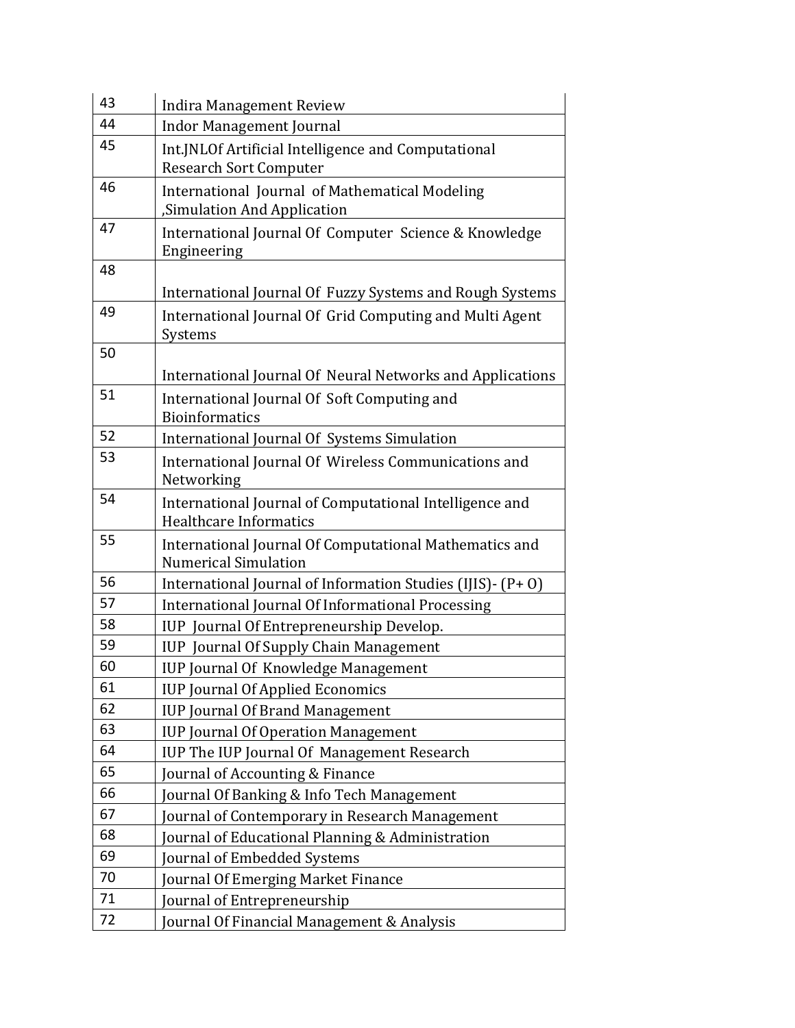| 43 | Indira Management Review |
|---|---|
| 44 | Indor Management Journal |
| 45 | Int.JNLOf Artificial Intelligence and Computational Research Sort Computer |
| 46 | International Journal of Mathematical Modeling ,Simulation And Application |
| 47 | International Journal Of Computer Science & Knowledge Engineering |
| 48 | International Journal Of Fuzzy Systems and Rough Systems |
| 49 | International Journal Of Grid Computing and Multi Agent Systems |
| 50 | International Journal Of Neural Networks and Applications |
| 51 | International Journal Of Soft Computing and Bioinformatics |
| 52 | International Journal Of Systems Simulation |
| 53 | International Journal Of Wireless Communications and Networking |
| 54 | International Journal of Computational Intelligence and Healthcare Informatics |
| 55 | International Journal Of Computational Mathematics and Numerical Simulation |
| 56 | International Journal of Information Studies (IJIS)- (P+ O) |
| 57 | International Journal Of Informational Processing |
| 58 | IUP Journal Of Entrepreneurship Develop. |
| 59 | IUP Journal Of Supply Chain Management |
| 60 | IUP Journal Of Knowledge Management |
| 61 | IUP Journal Of Applied Economics |
| 62 | IUP Journal Of Brand Management |
| 63 | IUP Journal Of Operation Management |
| 64 | IUP The IUP Journal Of Management Research |
| 65 | Journal of Accounting & Finance |
| 66 | Journal Of Banking & Info Tech Management |
| 67 | Journal of Contemporary in Research Management |
| 68 | Journal of Educational Planning & Administration |
| 69 | Journal of Embedded Systems |
| 70 | Journal Of Emerging Market Finance |
| 71 | Journal of Entrepreneurship |
| 72 | Journal Of Financial Management & Analysis |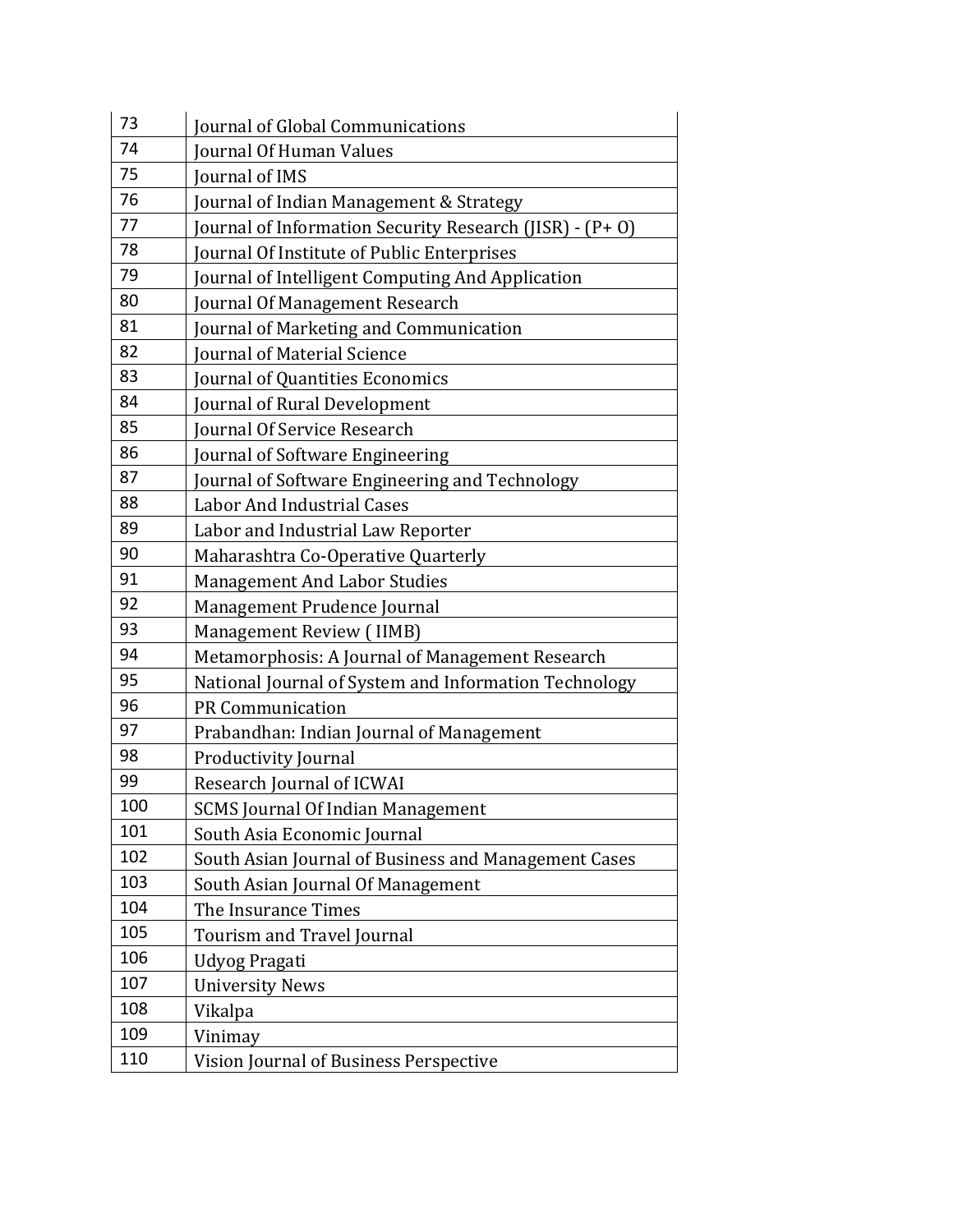| | |
|---|---|
| 73 | Journal of Global Communications |
| 74 | Journal Of Human Values |
| 75 | Journal of IMS |
| 76 | Journal of Indian Management & Strategy |
| 77 | Journal of Information Security Research (JISR) - (P+ O) |
| 78 | Journal Of Institute of Public Enterprises |
| 79 | Journal of Intelligent Computing And Application |
| 80 | Journal Of Management Research |
| 81 | Journal of Marketing and Communication |
| 82 | Journal of Material Science |
| 83 | Journal of Quantities Economics |
| 84 | Journal of Rural Development |
| 85 | Journal Of Service Research |
| 86 | Journal of Software Engineering |
| 87 | Journal of Software Engineering and Technology |
| 88 | Labor And Industrial Cases |
| 89 | Labor and Industrial Law Reporter |
| 90 | Maharashtra Co-Operative Quarterly |
| 91 | Management And Labor Studies |
| 92 | Management Prudence Journal |
| 93 | Management Review ( IIMB) |
| 94 | Metamorphosis: A Journal of Management Research |
| 95 | National Journal of System and Information Technology |
| 96 | PR Communication |
| 97 | Prabandhan: Indian Journal of Management |
| 98 | Productivity Journal |
| 99 | Research Journal of ICWAI |
| 100 | SCMS Journal Of Indian Management |
| 101 | South Asia Economic Journal |
| 102 | South Asian Journal of Business and Management Cases |
| 103 | South Asian Journal Of Management |
| 104 | The Insurance Times |
| 105 | Tourism and Travel Journal |
| 106 | Udyog Pragati |
| 107 | University News |
| 108 | Vikalpa |
| 109 | Vinimay |
| 110 | Vision Journal of Business Perspective |